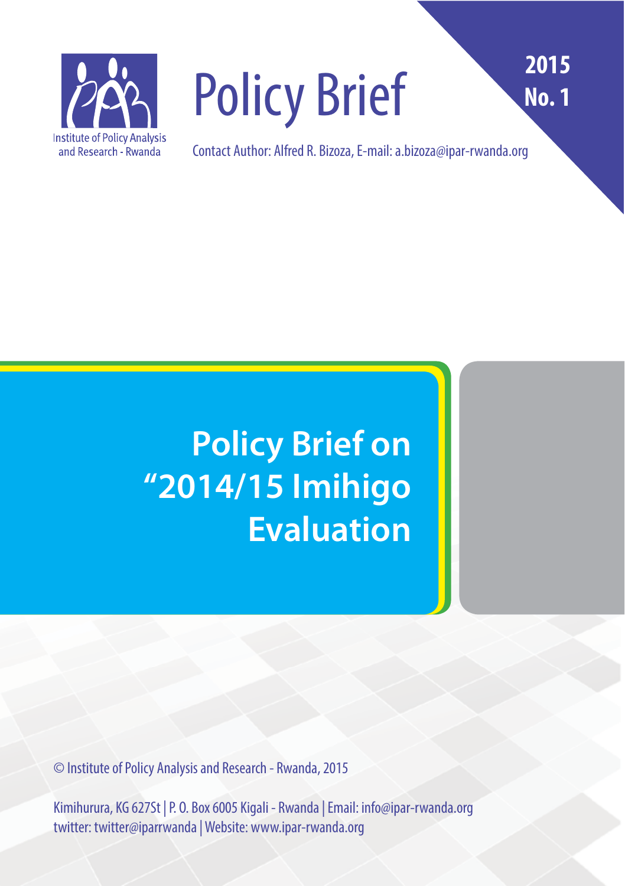Institute of Policy Analysis and Research - Rwanda

# Policy Brief

**2015**
**No. 1**

Contact Author: Alfred R. Bizoza, E-mail: a.bizoza@ipar-rwanda.org

# Policy Brief on "2014/15 Imihigo Evaluation

© Institute of Policy Analysis and Research - Rwanda, 2015

Kimihurura, KG 627St | P. O. Box 6005 Kigali - Rwanda | Email: info@ipar-rwanda.org
twitter: twitter@iparrwanda | Website: www.ipar-rwanda.org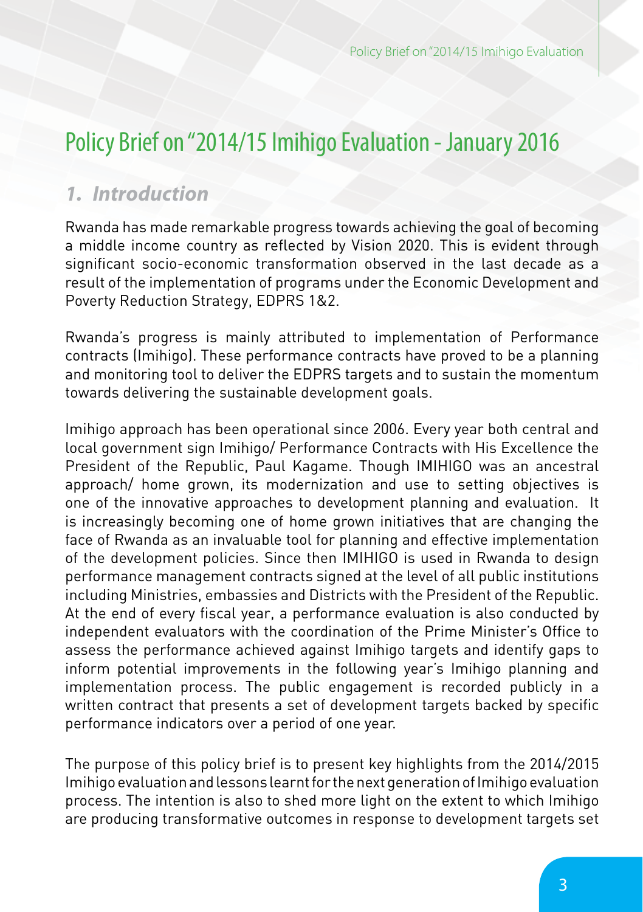# Policy Brief on "2014/15 Imihigo Evaluation - January 2016

## *1. Introduction*

Rwanda has made remarkable progress towards achieving the goal of becoming a middle income country as reflected by Vision 2020. This is evident through significant socio-economic transformation observed in the last decade as a result of the implementation of programs under the Economic Development and Poverty Reduction Strategy, EDPRS 1&2.

Rwanda's progress is mainly attributed to implementation of Performance contracts (Imihigo). These performance contracts have proved to be a planning and monitoring tool to deliver the EDPRS targets and to sustain the momentum towards delivering the sustainable development goals.

Imihigo approach has been operational since 2006. Every year both central and local government sign Imihigo/ Performance Contracts with His Excellence the President of the Republic, Paul Kagame. Though IMIHIGO was an ancestral approach/ home grown, its modernization and use to setting objectives is one of the innovative approaches to development planning and evaluation. It is increasingly becoming one of home grown initiatives that are changing the face of Rwanda as an invaluable tool for planning and effective implementation of the development policies. Since then IMIHIGO is used in Rwanda to design performance management contracts signed at the level of all public institutions including Ministries, embassies and Districts with the President of the Republic. At the end of every fiscal year, a performance evaluation is also conducted by independent evaluators with the coordination of the Prime Minister's Office to assess the performance achieved against Imihigo targets and identify gaps to inform potential improvements in the following year's Imihigo planning and implementation process. The public engagement is recorded publicly in a written contract that presents a set of development targets backed by specific performance indicators over a period of one year.

The purpose of this policy brief is to present key highlights from the 2014/2015 Imihigo evaluation and lessons learnt for the next generation of Imihigo evaluation process. The intention is also to shed more light on the extent to which Imihigo are producing transformative outcomes in response to development targets set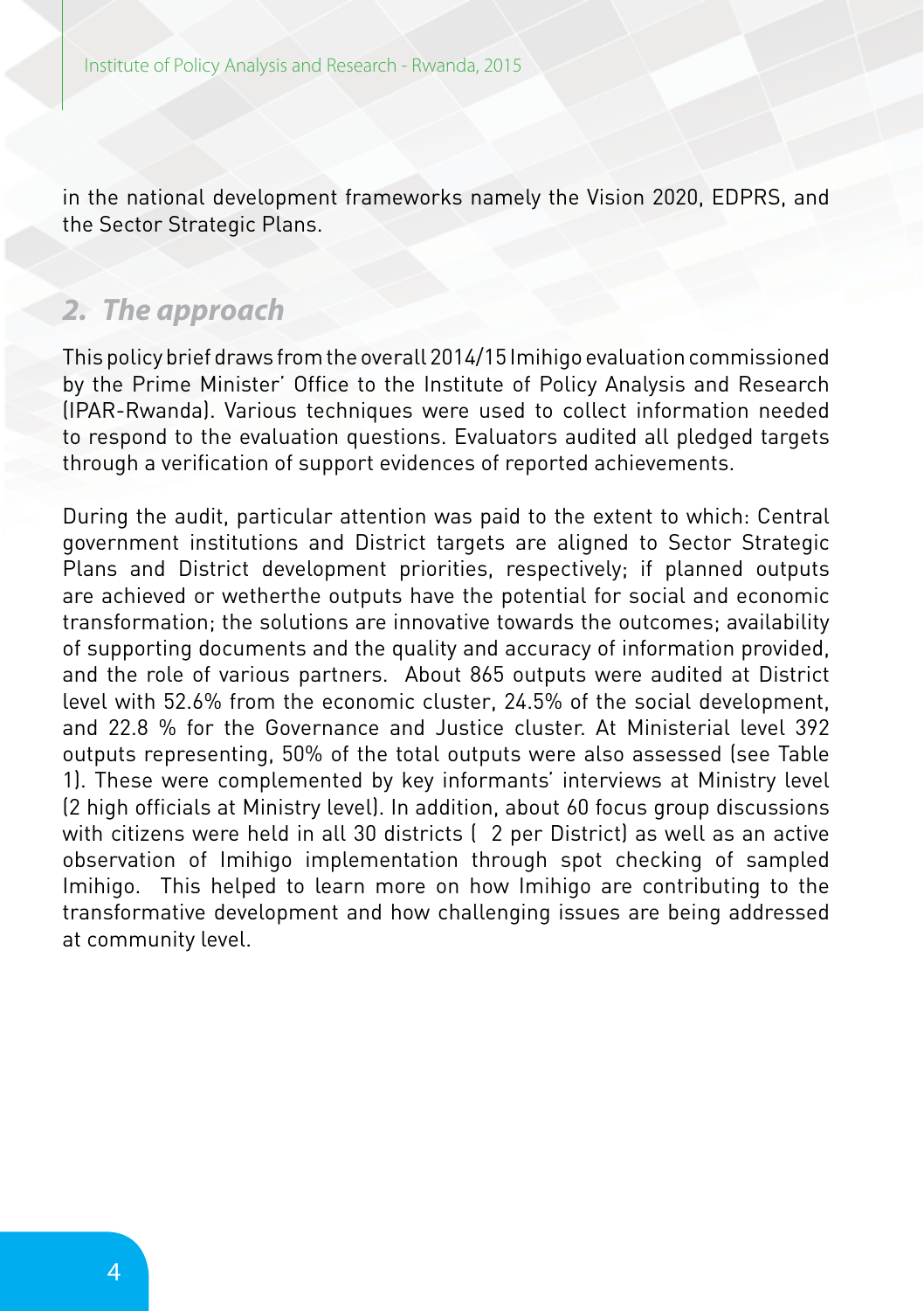in the national development frameworks namely the Vision 2020, EDPRS, and the Sector Strategic Plans.

## *2. The approach*

This policy brief draws from the overall 2014/15 Imihigo evaluation commissioned by the Prime Minister' Office to the Institute of Policy Analysis and Research (IPAR-Rwanda). Various techniques were used to collect information needed to respond to the evaluation questions. Evaluators audited all pledged targets through a verification of support evidences of reported achievements.

During the audit, particular attention was paid to the extent to which: Central government institutions and District targets are aligned to Sector Strategic Plans and District development priorities, respectively; if planned outputs are achieved or wetherthe outputs have the potential for social and economic transformation; the solutions are innovative towards the outcomes; availability of supporting documents and the quality and accuracy of information provided, and the role of various partners. About 865 outputs were audited at District level with 52.6% from the economic cluster, 24.5% of the social development, and 22.8 % for the Governance and Justice cluster. At Ministerial level 392 outputs representing, 50% of the total outputs were also assessed (see Table 1). These were complemented by key informants' interviews at Ministry level (2 high officials at Ministry level). In addition, about 60 focus group discussions with citizens were held in all 30 districts ( 2 per District) as well as an active observation of Imihigo implementation through spot checking of sampled Imihigo. This helped to learn more on how Imihigo are contributing to the transformative development and how challenging issues are being addressed at community level.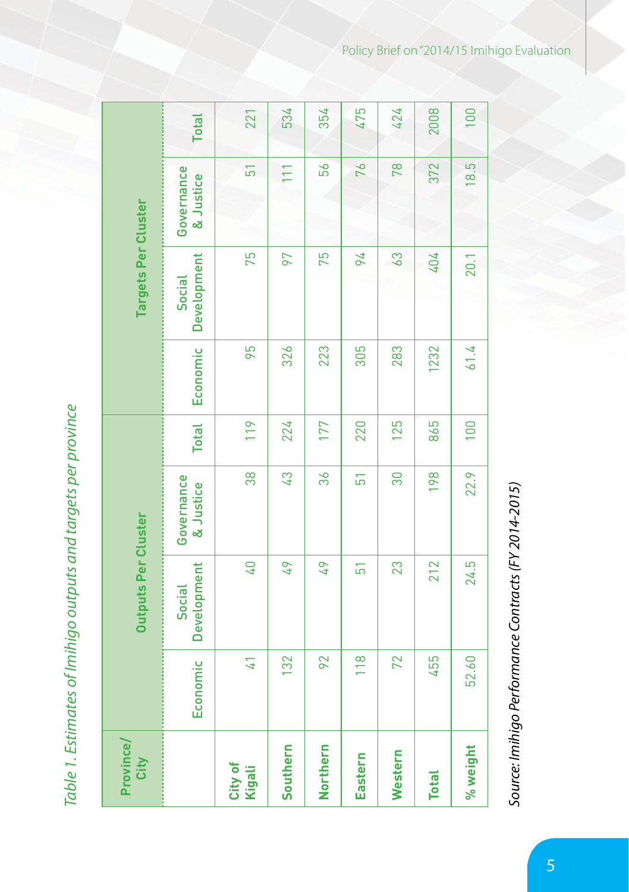*Table 1. Estimates of Imihigo outputs and targets per province*

| Province/ City | Outputs Per Cluster | | | | Targets Per Cluster | | | |
|---|---|---|---|---|---|---|---|---|
| | Economic | Social Development | Governance & Justice | Total | Economic | Social Development | Governance & Justice | Total |
| **City of Kigali** | 41 | 40 | 38 | 119 | 95 | 75 | 51 | 221 |
| **Southern** | 132 | 49 | 43 | 224 | 326 | 97 | 111 | 534 |
| **Northern** | 92 | 49 | 36 | 177 | 223 | 75 | 56 | 354 |
| **Eastern** | 118 | 51 | 51 | 220 | 305 | 94 | 76 | 475 |
| **Western** | 72 | 23 | 30 | 125 | 283 | 63 | 78 | 424 |
| **Total** | 455 | 212 | 198 | 865 | 1232 | 404 | 372 | 2008 |
| **% weight** | 52.60 | 24.5 | 22.9 | 100 | 61.4 | 20.1 | 18.5 | 100 |

*Source: Imihigo Performance Contracts (FY 2014-2015)*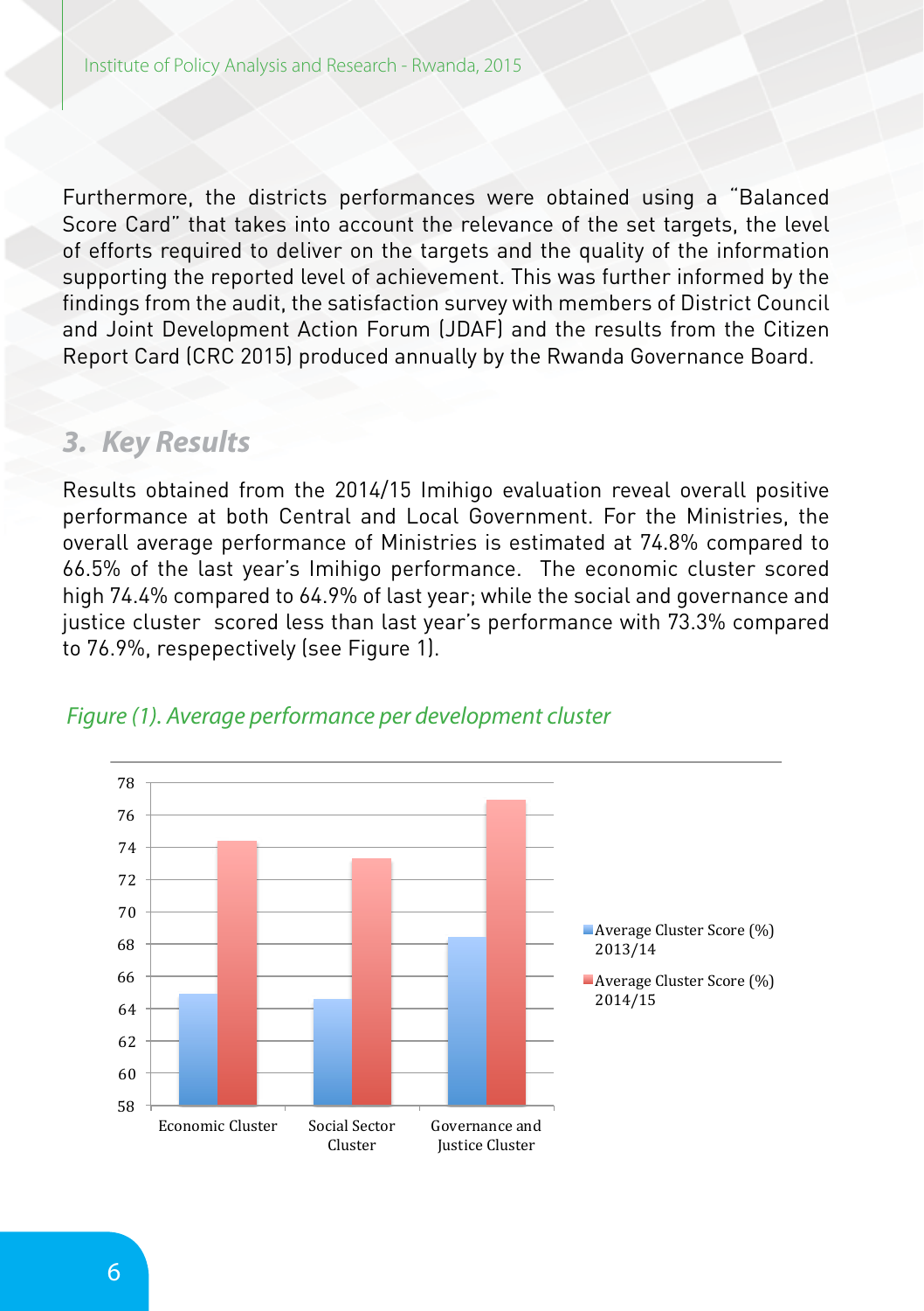Furthermore, the districts performances were obtained using a "Balanced Score Card" that takes into account the relevance of the set targets, the level of efforts required to deliver on the targets and the quality of the information supporting the reported level of achievement. This was further informed by the findings from the audit, the satisfaction survey with members of District Council and Joint Development Action Forum (JDAF) and the results from the Citizen Report Card (CRC 2015) produced annually by the Rwanda Governance Board.

## 3. Key Results

Results obtained from the 2014/15 Imihigo evaluation reveal overall positive performance at both Central and Local Government. For the Ministries, the overall average performance of Ministries is estimated at 74.8% compared to 66.5% of the last year's Imihigo performance. The economic cluster scored high 74.4% compared to 64.9% of last year; while the social and governance and justice cluster scored less than last year's performance with 73.3% compared to 76.9%, respepectively (see Figure 1).

*Figure (1). Average performance per development cluster*

| | Economic Cluster | Social Sector Cluster | Governance and Justice Cluster |
|---|---|---|---|
| Average Cluster Score (%) 2013/14 | 64.9 | 64.6 | 68.4 |
| Average Cluster Score (%) 2014/15 | 74.4 | 73.3 | 76.9 |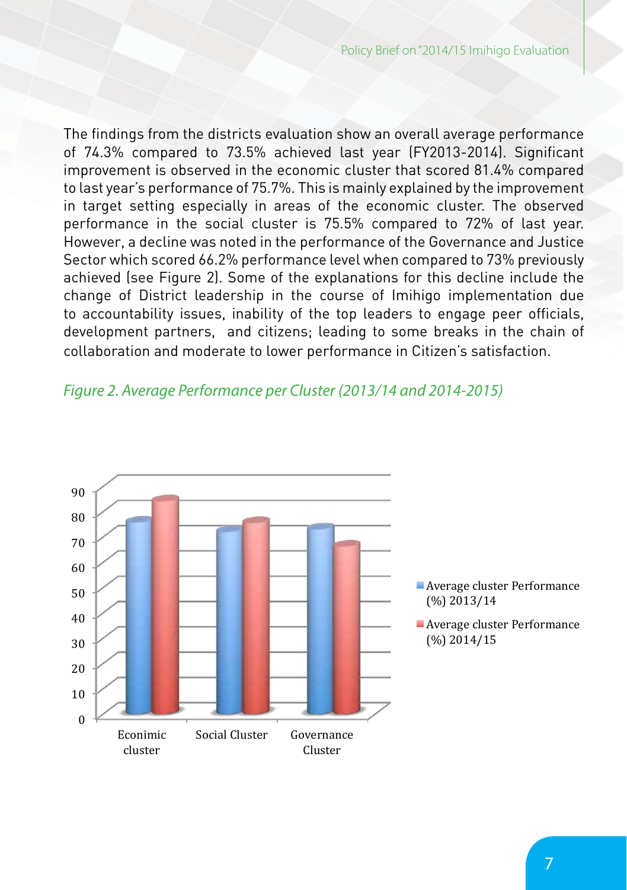The findings from the districts evaluation show an overall average performance of 74.3% compared to 73.5% achieved last year (FY2013-2014). Significant improvement is observed in the economic cluster that scored 81.4% compared to last year's performance of 75.7%. This is mainly explained by the improvement in target setting especially in areas of the economic cluster. The observed performance in the social cluster is 75.5% compared to 72% of last year. However, a decline was noted in the performance of the Governance and Justice Sector which scored 66.2% performance level when compared to 73% previously achieved (see Figure 2). Some of the explanations for this decline include the change of District leadership in the course of Imihigo implementation due to accountability issues, inability of the top leaders to engage peer officials, development partners, and citizens; leading to some breaks in the chain of collaboration and moderate to lower performance in Citizen's satisfaction.

*Figure 2. Average Performance per Cluster (2013/14 and 2014-2015)*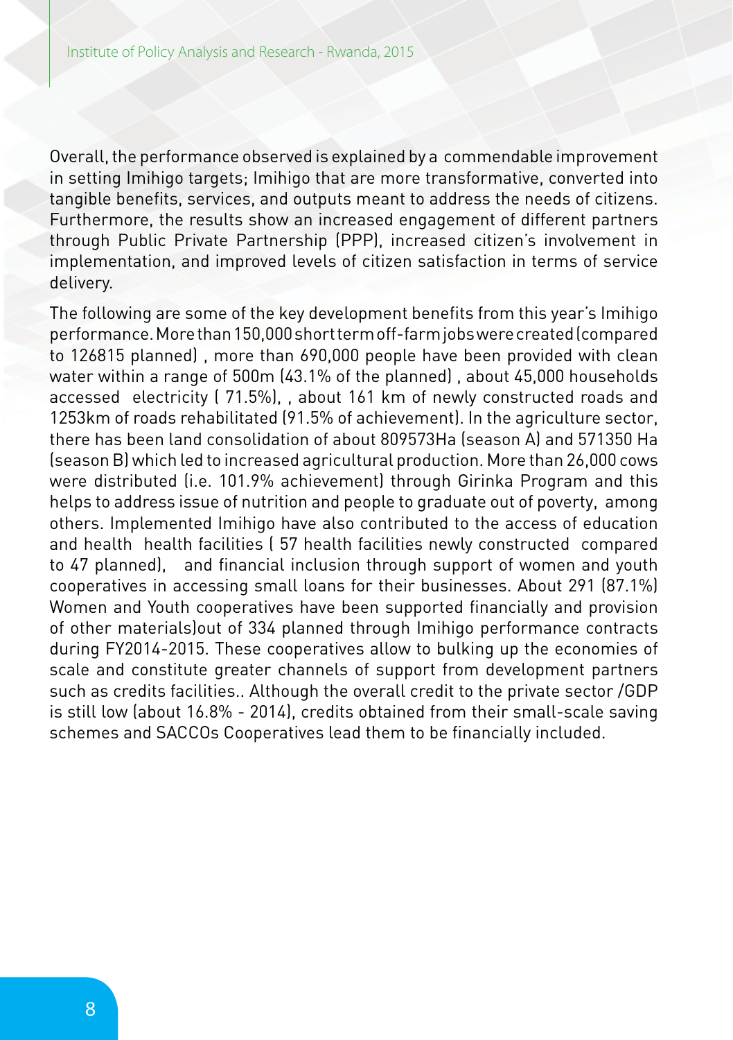Overall, the performance observed is explained by a commendable improvement in setting Imihigo targets; Imihigo that are more transformative, converted into tangible benefits, services, and outputs meant to address the needs of citizens. Furthermore, the results show an increased engagement of different partners through Public Private Partnership (PPP), increased citizen's involvement in implementation, and improved levels of citizen satisfaction in terms of service delivery.

The following are some of the key development benefits from this year's Imihigo performance. More than 150,000 short term off-farm jobs were created (compared to 126815 planned) , more than 690,000 people have been provided with clean water within a range of 500m (43.1% of the planned) , about 45,000 households accessed electricity ( 71.5%), , about 161 km of newly constructed roads and 1253km of roads rehabilitated (91.5% of achievement). In the agriculture sector, there has been land consolidation of about 809573Ha (season A) and 571350 Ha (season B) which led to increased agricultural production. More than 26,000 cows were distributed (i.e. 101.9% achievement) through Girinka Program and this helps to address issue of nutrition and people to graduate out of poverty, among others. Implemented Imihigo have also contributed to the access of education and health health facilities ( 57 health facilities newly constructed compared to 47 planned), and financial inclusion through support of women and youth cooperatives in accessing small loans for their businesses. About 291 (87.1%) Women and Youth cooperatives have been supported financially and provision of other materials)out of 334 planned through Imihigo performance contracts during FY2014-2015. These cooperatives allow to bulking up the economies of scale and constitute greater channels of support from development partners such as credits facilities.. Although the overall credit to the private sector /GDP is still low (about 16.8% - 2014), credits obtained from their small-scale saving schemes and SACCOs Cooperatives lead them to be financially included.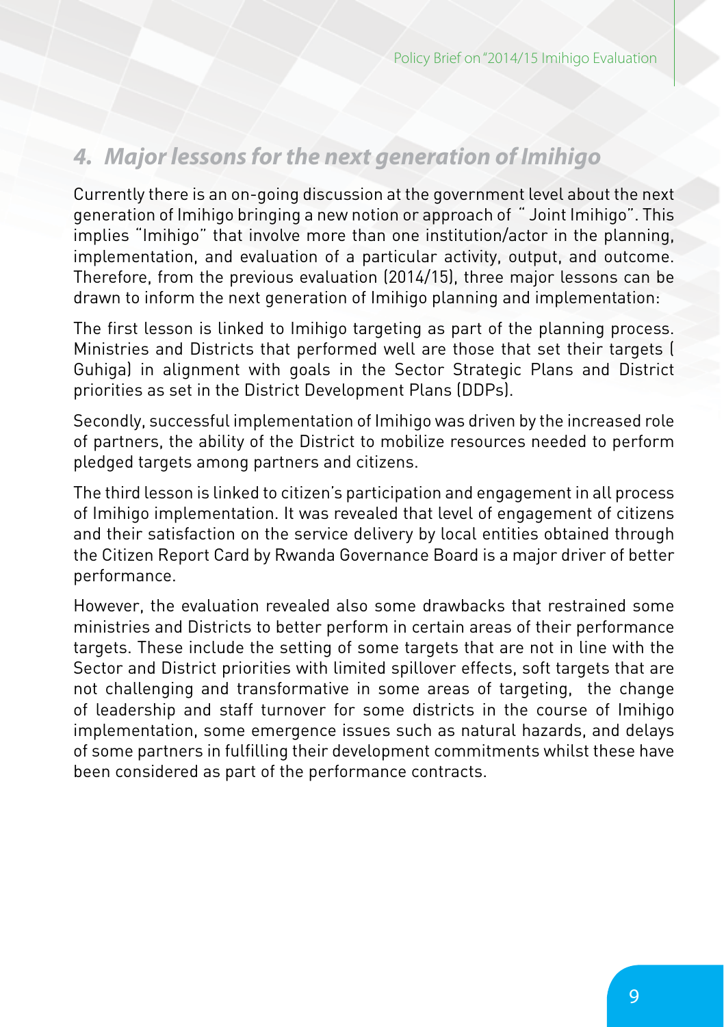## *4. Major lessons for the next generation of Imihigo*

Currently there is an on-going discussion at the government level about the next generation of Imihigo bringing a new notion or approach of " Joint Imihigo". This implies "Imihigo" that involve more than one institution/actor in the planning, implementation, and evaluation of a particular activity, output, and outcome. Therefore, from the previous evaluation (2014/15), three major lessons can be drawn to inform the next generation of Imihigo planning and implementation:

The first lesson is linked to Imihigo targeting as part of the planning process. Ministries and Districts that performed well are those that set their targets ( Guhiga) in alignment with goals in the Sector Strategic Plans and District priorities as set in the District Development Plans (DDPs).

Secondly, successful implementation of Imihigo was driven by the increased role of partners, the ability of the District to mobilize resources needed to perform pledged targets among partners and citizens.

The third lesson is linked to citizen's participation and engagement in all process of Imihigo implementation. It was revealed that level of engagement of citizens and their satisfaction on the service delivery by local entities obtained through the Citizen Report Card by Rwanda Governance Board is a major driver of better performance.

However, the evaluation revealed also some drawbacks that restrained some ministries and Districts to better perform in certain areas of their performance targets. These include the setting of some targets that are not in line with the Sector and District priorities with limited spillover effects, soft targets that are not challenging and transformative in some areas of targeting, the change of leadership and staff turnover for some districts in the course of Imihigo implementation, some emergence issues such as natural hazards, and delays of some partners in fulfilling their development commitments whilst these have been considered as part of the performance contracts.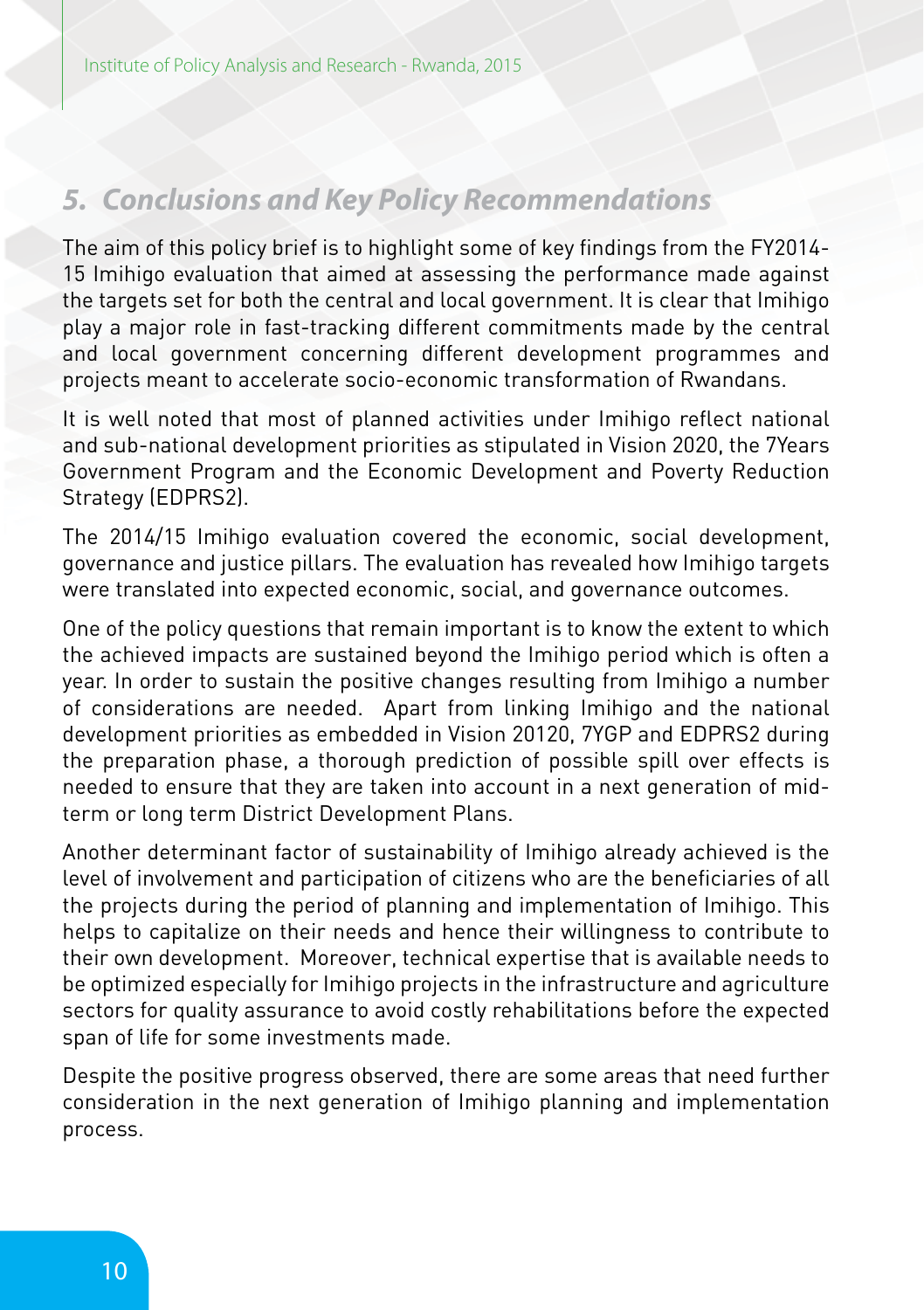## *5. Conclusions and Key Policy Recommendations*

The aim of this policy brief is to highlight some of key findings from the FY2014-15 Imihigo evaluation that aimed at assessing the performance made against the targets set for both the central and local government. It is clear that Imihigo play a major role in fast-tracking different commitments made by the central and local government concerning different development programmes and projects meant to accelerate socio-economic transformation of Rwandans.

It is well noted that most of planned activities under Imihigo reflect national and sub-national development priorities as stipulated in Vision 2020, the 7Years Government Program and the Economic Development and Poverty Reduction Strategy (EDPRS2).

The 2014/15 Imihigo evaluation covered the economic, social development, governance and justice pillars. The evaluation has revealed how Imihigo targets were translated into expected economic, social, and governance outcomes.

One of the policy questions that remain important is to know the extent to which the achieved impacts are sustained beyond the Imihigo period which is often a year. In order to sustain the positive changes resulting from Imihigo a number of considerations are needed. Apart from linking Imihigo and the national development priorities as embedded in Vision 20120, 7YGP and EDPRS2 during the preparation phase, a thorough prediction of possible spill over effects is needed to ensure that they are taken into account in a next generation of mid-term or long term District Development Plans.

Another determinant factor of sustainability of Imihigo already achieved is the level of involvement and participation of citizens who are the beneficiaries of all the projects during the period of planning and implementation of Imihigo. This helps to capitalize on their needs and hence their willingness to contribute to their own development. Moreover, technical expertise that is available needs to be optimized especially for Imihigo projects in the infrastructure and agriculture sectors for quality assurance to avoid costly rehabilitations before the expected span of life for some investments made.

Despite the positive progress observed, there are some areas that need further consideration in the next generation of Imihigo planning and implementation process.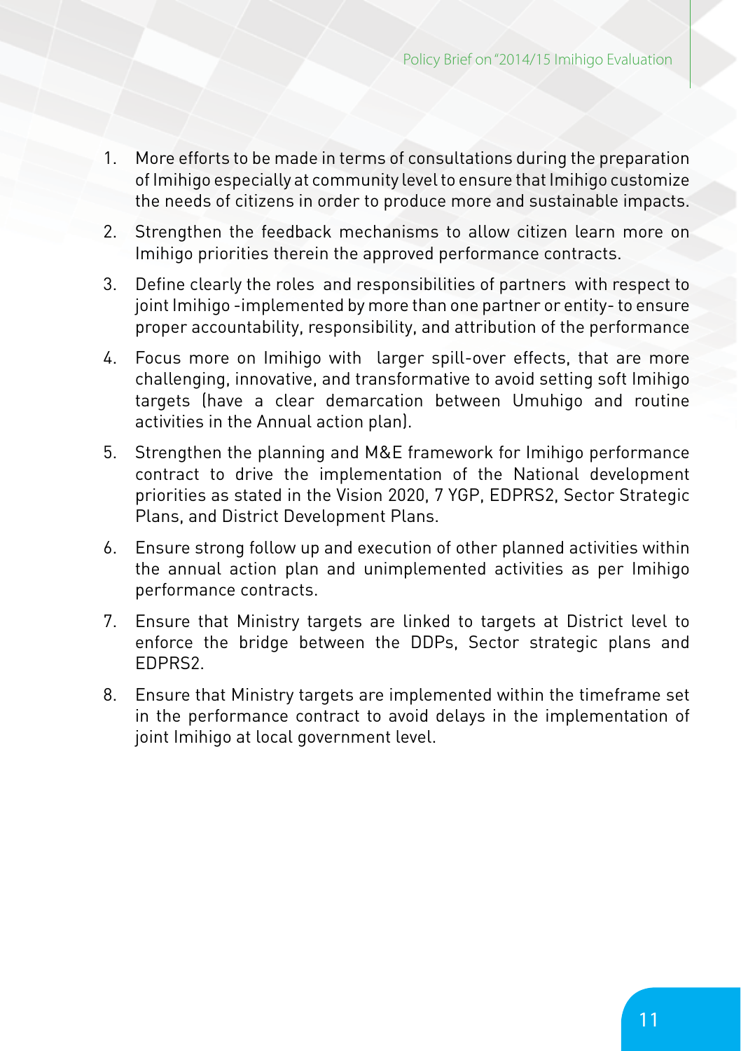1. More efforts to be made in terms of consultations during the preparation of Imihigo especially at community level to ensure that Imihigo customize the needs of citizens in order to produce more and sustainable impacts.
2. Strengthen the feedback mechanisms to allow citizen learn more on Imihigo priorities therein the approved performance contracts.
3. Define clearly the roles and responsibilities of partners with respect to joint Imihigo -implemented by more than one partner or entity- to ensure proper accountability, responsibility, and attribution of the performance
4. Focus more on Imihigo with larger spill-over effects, that are more challenging, innovative, and transformative to avoid setting soft Imihigo targets (have a clear demarcation between Umuhigo and routine activities in the Annual action plan).
5. Strengthen the planning and M&E framework for Imihigo performance contract to drive the implementation of the National development priorities as stated in the Vision 2020, 7 YGP, EDPRS2, Sector Strategic Plans, and District Development Plans.
6. Ensure strong follow up and execution of other planned activities within the annual action plan and unimplemented activities as per Imihigo performance contracts.
7. Ensure that Ministry targets are linked to targets at District level to enforce the bridge between the DDPs, Sector strategic plans and EDPRS2.
8. Ensure that Ministry targets are implemented within the timeframe set in the performance contract to avoid delays in the implementation of joint Imihigo at local government level.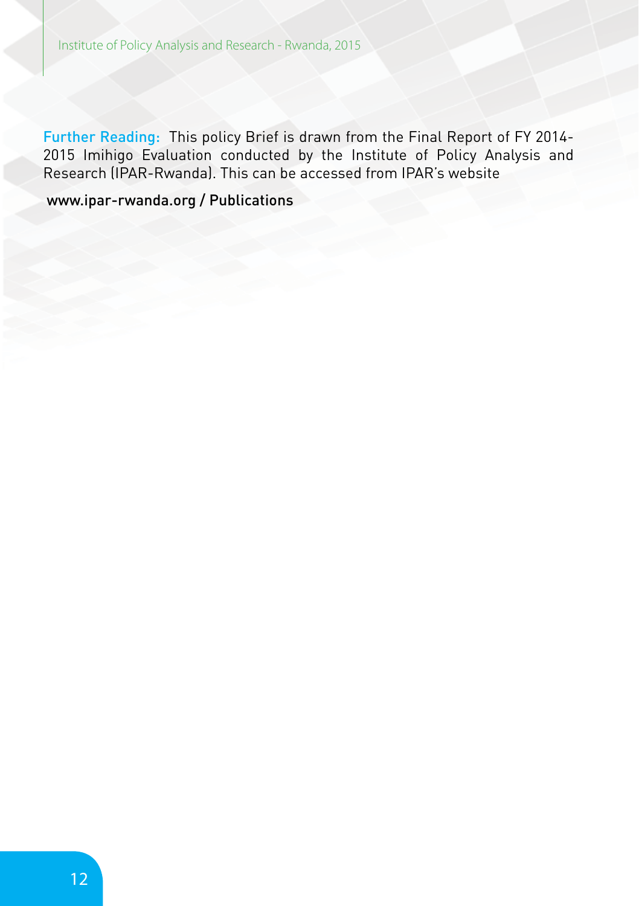**Further Reading:** This policy Brief is drawn from the Final Report of FY 2014-2015 Imihigo Evaluation conducted by the Institute of Policy Analysis and Research (IPAR-Rwanda). This can be accessed from IPAR's website

www.ipar-rwanda.org / Publications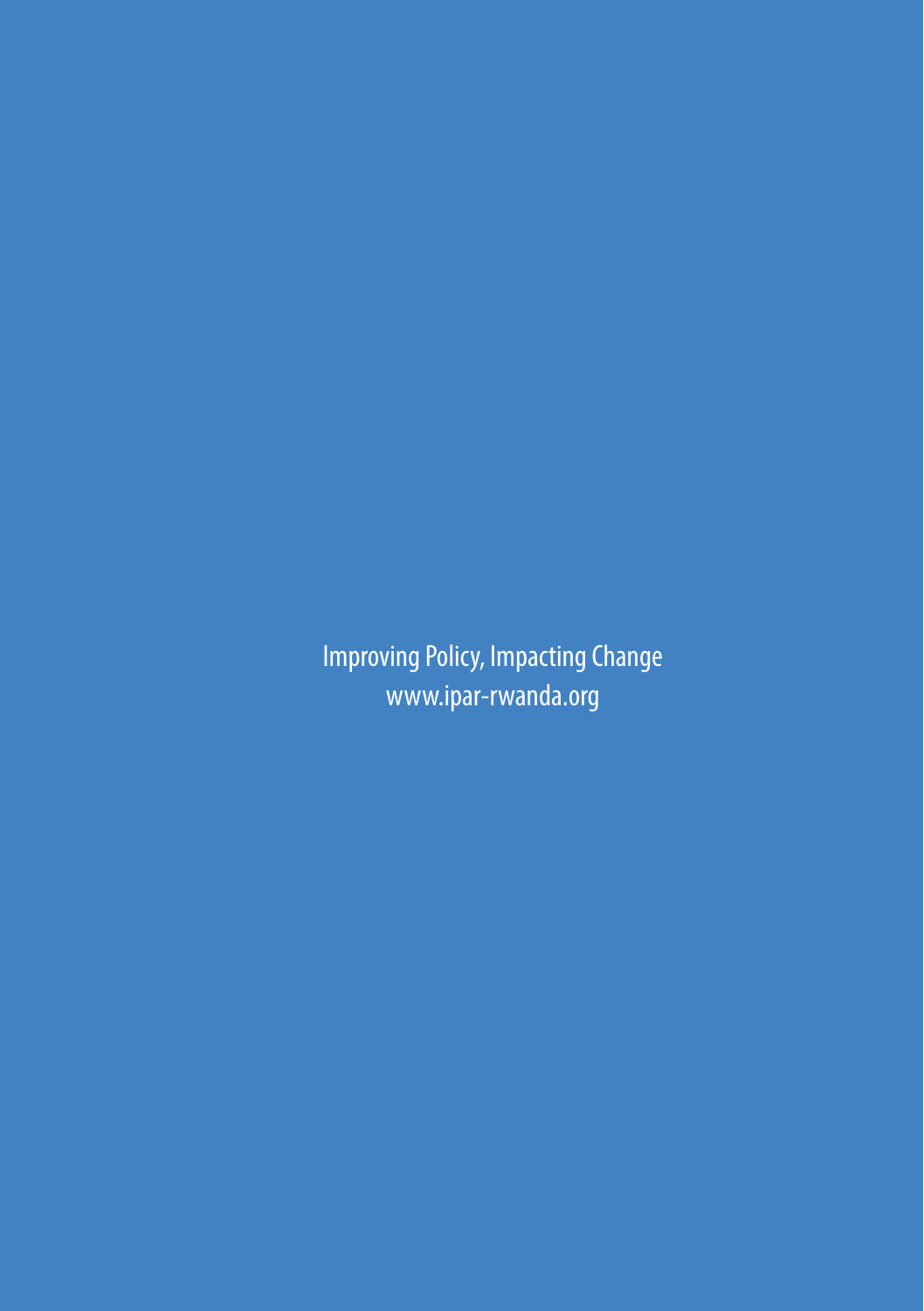Improving Policy, Impacting Change
www.ipar-rwanda.org